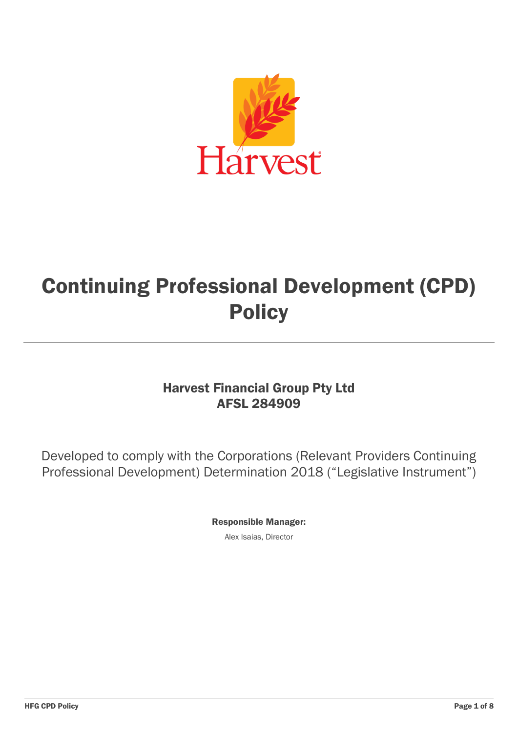# Continuing Professional Development (CPD) Policy

**Harvest Financial Group Pty Ltd**
**AFSL 284909**

Developed to comply with the Corporations (Relevant Providers Continuing Professional Development) Determination 2018 ("Legislative Instrument")

**Responsible Manager:**

Alex Isaias, Director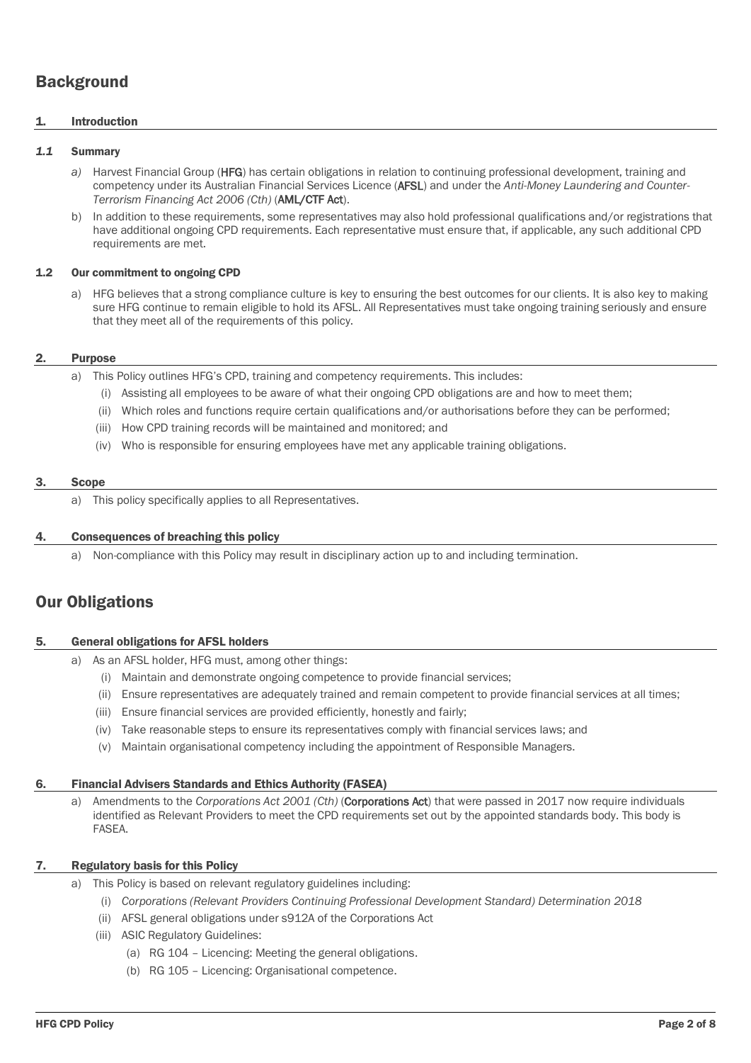# Background

## 1. Introduction

### *1.1* Summary

*a)* Harvest Financial Group (**HFG**) has certain obligations in relation to continuing professional development, training and competency under its Australian Financial Services Licence (**AFSL**) and under the *Anti-Money Laundering and Counter-Terrorism Financing Act 2006 (Cth)* (**AML/CTF Act**).

b) In addition to these requirements, some representatives may also hold professional qualifications and/or registrations that have additional ongoing CPD requirements. Each representative must ensure that, if applicable, any such additional CPD requirements are met.

### 1.2 Our commitment to ongoing CPD

a) HFG believes that a strong compliance culture is key to ensuring the best outcomes for our clients. It is also key to making sure HFG continue to remain eligible to hold its AFSL. All Representatives must take ongoing training seriously and ensure that they meet all of the requirements of this policy.

## 2. Purpose

a) This Policy outlines HFG's CPD, training and competency requirements. This includes:

- (i) Assisting all employees to be aware of what their ongoing CPD obligations are and how to meet them;
- (ii) Which roles and functions require certain qualifications and/or authorisations before they can be performed;
- (iii) How CPD training records will be maintained and monitored; and
- (iv) Who is responsible for ensuring employees have met any applicable training obligations.

## 3. Scope

a) This policy specifically applies to all Representatives.

## 4. Consequences of breaching this policy

a) Non-compliance with this Policy may result in disciplinary action up to and including termination.

# Our Obligations

## 5. General obligations for AFSL holders

a) As an AFSL holder, HFG must, among other things:

- (i) Maintain and demonstrate ongoing competence to provide financial services;
- (ii) Ensure representatives are adequately trained and remain competent to provide financial services at all times;
- (iii) Ensure financial services are provided efficiently, honestly and fairly;
- (iv) Take reasonable steps to ensure its representatives comply with financial services laws; and
- (v) Maintain organisational competency including the appointment of Responsible Managers.

## 6. Financial Advisers Standards and Ethics Authority (FASEA)

a) Amendments to the *Corporations Act 2001 (Cth)* (**Corporations Act**) that were passed in 2017 now require individuals identified as Relevant Providers to meet the CPD requirements set out by the appointed standards body. This body is FASEA.

## 7. Regulatory basis for this Policy

a) This Policy is based on relevant regulatory guidelines including:

- (i) *Corporations (Relevant Providers Continuing Professional Development Standard) Determination 2018*
- (ii) AFSL general obligations under s912A of the Corporations Act
- (iii) ASIC Regulatory Guidelines:
  - (a) RG 104 – Licencing: Meeting the general obligations.
  - (b) RG 105 – Licencing: Organisational competence.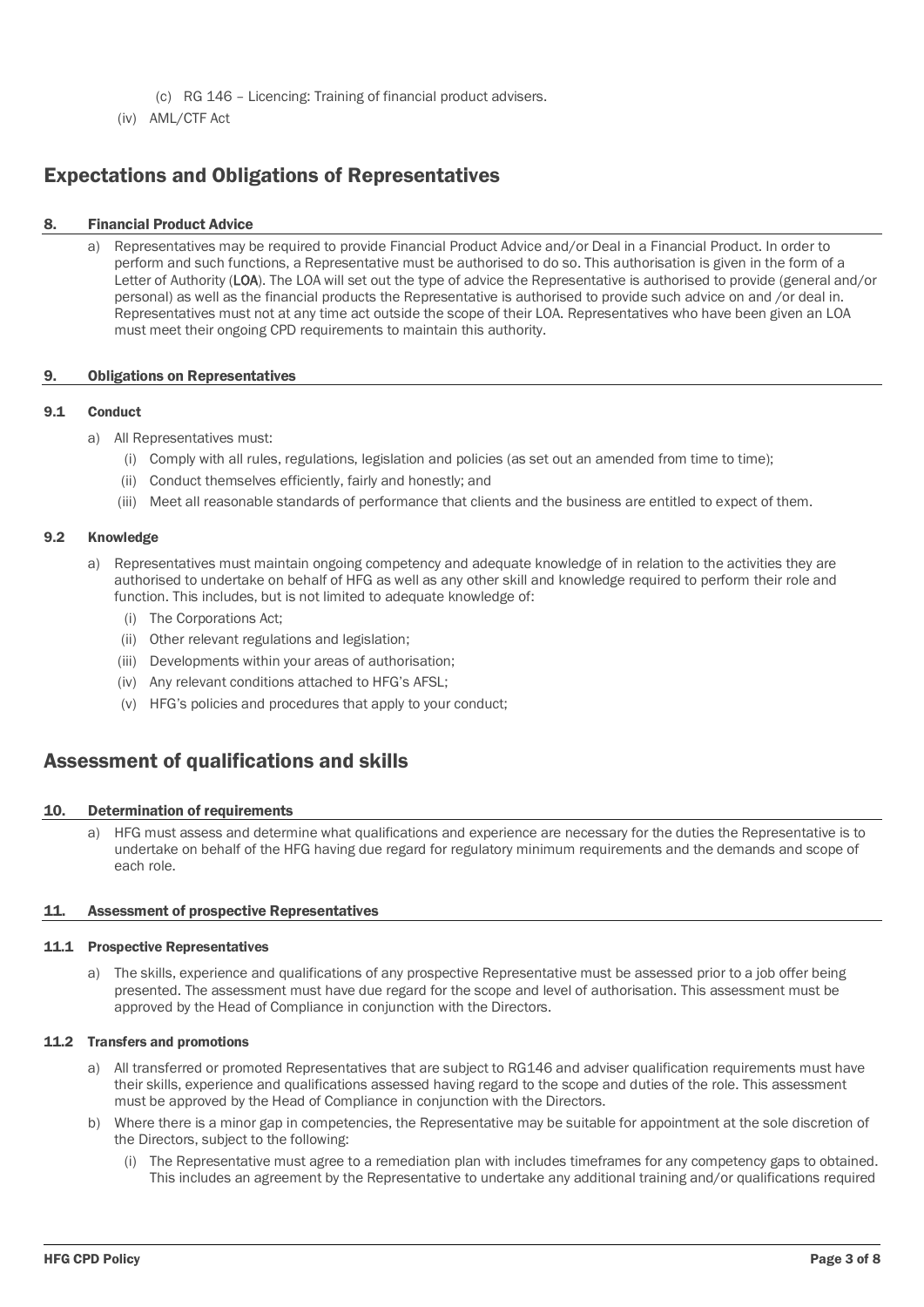(c) RG 146 – Licencing: Training of financial product advisers.

(iv) AML/CTF Act

## Expectations and Obligations of Representatives

### 8. Financial Product Advice

a) Representatives may be required to provide Financial Product Advice and/or Deal in a Financial Product. In order to perform and such functions, a Representative must be authorised to do so. This authorisation is given in the form of a Letter of Authority (**LOA**). The LOA will set out the type of advice the Representative is authorised to provide (general and/or personal) as well as the financial products the Representative is authorised to provide such advice on and /or deal in. Representatives must not at any time act outside the scope of their LOA. Representatives who have been given an LOA must meet their ongoing CPD requirements to maintain this authority.

### 9. Obligations on Representatives

#### 9.1 Conduct

a) All Representatives must:

(i) Comply with all rules, regulations, legislation and policies (as set out an amended from time to time);

(ii) Conduct themselves efficiently, fairly and honestly; and

(iii) Meet all reasonable standards of performance that clients and the business are entitled to expect of them.

#### 9.2 Knowledge

a) Representatives must maintain ongoing competency and adequate knowledge of in relation to the activities they are authorised to undertake on behalf of HFG as well as any other skill and knowledge required to perform their role and function. This includes, but is not limited to adequate knowledge of:

(i) The Corporations Act;

(ii) Other relevant regulations and legislation;

(iii) Developments within your areas of authorisation;

(iv) Any relevant conditions attached to HFG's AFSL;

(v) HFG's policies and procedures that apply to your conduct;

## Assessment of qualifications and skills

### 10. Determination of requirements

a) HFG must assess and determine what qualifications and experience are necessary for the duties the Representative is to undertake on behalf of the HFG having due regard for regulatory minimum requirements and the demands and scope of each role.

### 11. Assessment of prospective Representatives

#### 11.1 Prospective Representatives

a) The skills, experience and qualifications of any prospective Representative must be assessed prior to a job offer being presented. The assessment must have due regard for the scope and level of authorisation. This assessment must be approved by the Head of Compliance in conjunction with the Directors.

#### 11.2 Transfers and promotions

a) All transferred or promoted Representatives that are subject to RG146 and adviser qualification requirements must have their skills, experience and qualifications assessed having regard to the scope and duties of the role. This assessment must be approved by the Head of Compliance in conjunction with the Directors.

b) Where there is a minor gap in competencies, the Representative may be suitable for appointment at the sole discretion of the Directors, subject to the following:

(i) The Representative must agree to a remediation plan with includes timeframes for any competency gaps to obtained. This includes an agreement by the Representative to undertake any additional training and/or qualifications required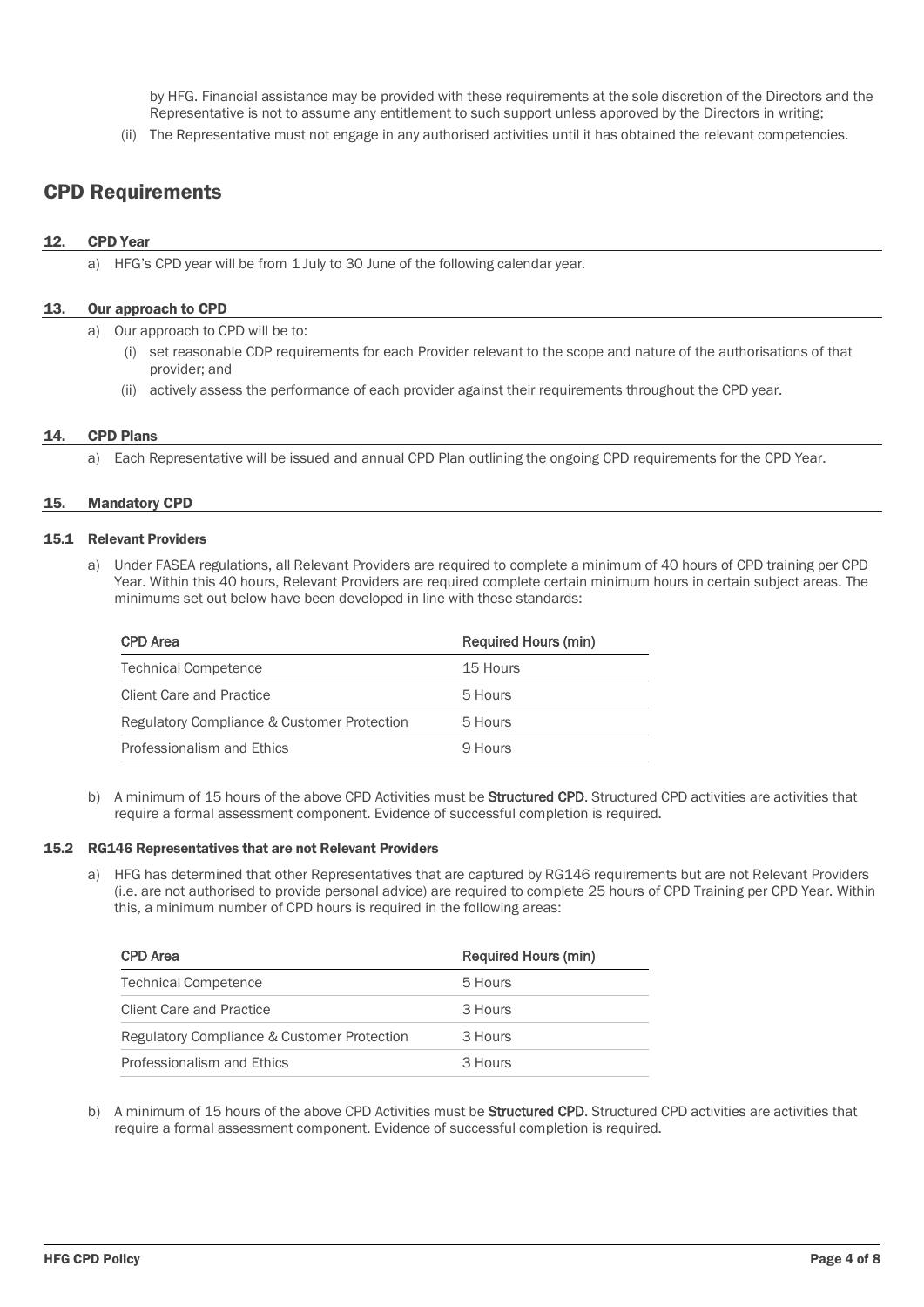by HFG. Financial assistance may be provided with these requirements at the sole discretion of the Directors and the Representative is not to assume any entitlement to such support unless approved by the Directors in writing;

(ii) The Representative must not engage in any authorised activities until it has obtained the relevant competencies.

# CPD Requirements

## 12. CPD Year

a) HFG's CPD year will be from 1 July to 30 June of the following calendar year.

## 13. Our approach to CPD

a) Our approach to CPD will be to:

(i) set reasonable CDP requirements for each Provider relevant to the scope and nature of the authorisations of that provider; and

(ii) actively assess the performance of each provider against their requirements throughout the CPD year.

## 14. CPD Plans

a) Each Representative will be issued and annual CPD Plan outlining the ongoing CPD requirements for the CPD Year.

## 15. Mandatory CPD

### 15.1 Relevant Providers

a) Under FASEA regulations, all Relevant Providers are required to complete a minimum of 40 hours of CPD training per CPD Year. Within this 40 hours, Relevant Providers are required complete certain minimum hours in certain subject areas. The minimums set out below have been developed in line with these standards:

| CPD Area | Required Hours (min) |
|---|---|
| Technical Competence | 15 Hours |
| Client Care and Practice | 5 Hours |
| Regulatory Compliance & Customer Protection | 5 Hours |
| Professionalism and Ethics | 9 Hours |

b) A minimum of 15 hours of the above CPD Activities must be **Structured CPD**. Structured CPD activities are activities that require a formal assessment component. Evidence of successful completion is required.

### 15.2 RG146 Representatives that are not Relevant Providers

a) HFG has determined that other Representatives that are captured by RG146 requirements but are not Relevant Providers (i.e. are not authorised to provide personal advice) are required to complete 25 hours of CPD Training per CPD Year. Within this, a minimum number of CPD hours is required in the following areas:

| CPD Area | Required Hours (min) |
|---|---|
| Technical Competence | 5 Hours |
| Client Care and Practice | 3 Hours |
| Regulatory Compliance & Customer Protection | 3 Hours |
| Professionalism and Ethics | 3 Hours |

b) A minimum of 15 hours of the above CPD Activities must be **Structured CPD**. Structured CPD activities are activities that require a formal assessment component. Evidence of successful completion is required.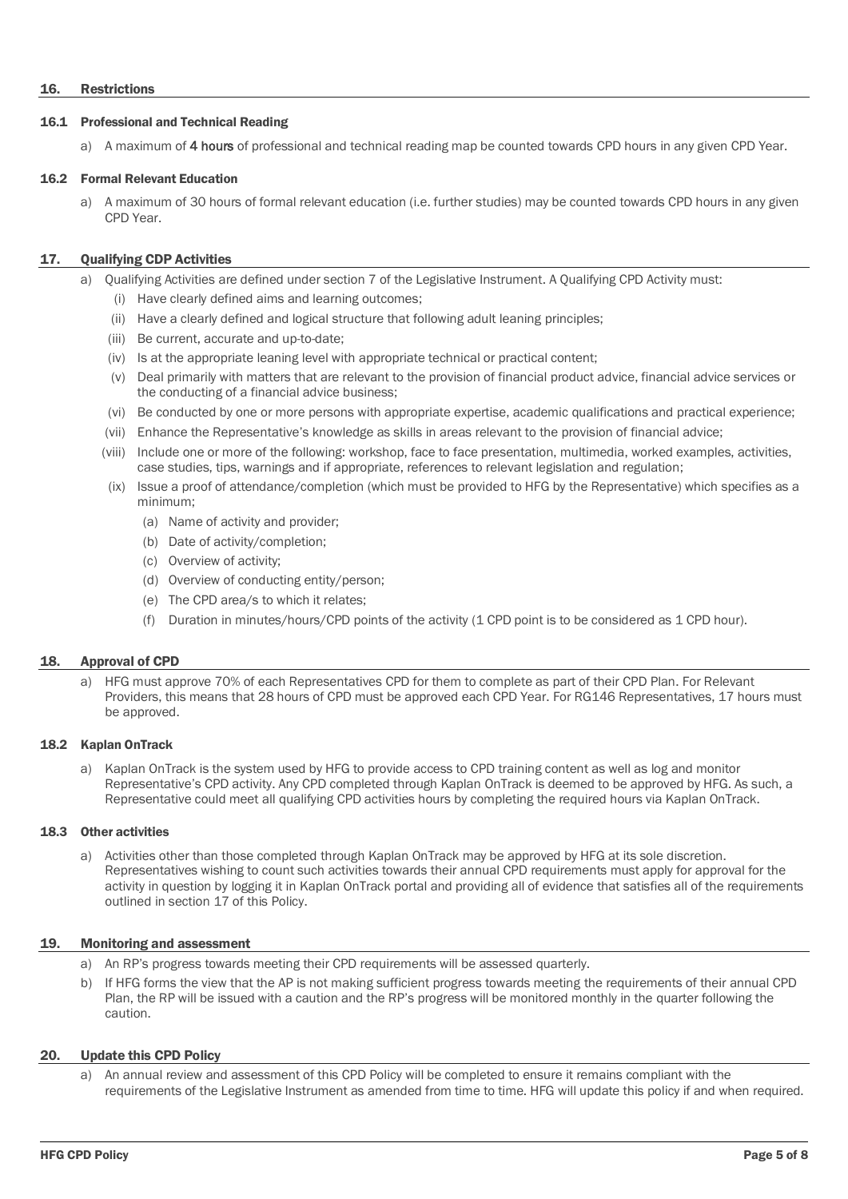## 16. Restrictions

### 16.1 Professional and Technical Reading

a) A maximum of 4 hours of professional and technical reading map be counted towards CPD hours in any given CPD Year.

### 16.2 Formal Relevant Education

a) A maximum of 30 hours of formal relevant education (i.e. further studies) may be counted towards CPD hours in any given CPD Year.

## 17. Qualifying CDP Activities

a) Qualifying Activities are defined under section 7 of the Legislative Instrument. A Qualifying CPD Activity must:
   - (i) Have clearly defined aims and learning outcomes;
   - (ii) Have a clearly defined and logical structure that following adult leaning principles;
   - (iii) Be current, accurate and up-to-date;
   - (iv) Is at the appropriate leaning level with appropriate technical or practical content;
   - (v) Deal primarily with matters that are relevant to the provision of financial product advice, financial advice services or the conducting of a financial advice business;
   - (vi) Be conducted by one or more persons with appropriate expertise, academic qualifications and practical experience;
   - (vii) Enhance the Representative's knowledge as skills in areas relevant to the provision of financial advice;
   - (viii) Include one or more of the following: workshop, face to face presentation, multimedia, worked examples, activities, case studies, tips, warnings and if appropriate, references to relevant legislation and regulation;
   - (ix) Issue a proof of attendance/completion (which must be provided to HFG by the Representative) which specifies as a minimum;
     - (a) Name of activity and provider;
     - (b) Date of activity/completion;
     - (c) Overview of activity;
     - (d) Overview of conducting entity/person;
     - (e) The CPD area/s to which it relates;
     - (f) Duration in minutes/hours/CPD points of the activity (1 CPD point is to be considered as 1 CPD hour).

## 18. Approval of CPD

a) HFG must approve 70% of each Representatives CPD for them to complete as part of their CPD Plan. For Relevant Providers, this means that 28 hours of CPD must be approved each CPD Year. For RG146 Representatives, 17 hours must be approved.

### 18.2 Kaplan OnTrack

a) Kaplan OnTrack is the system used by HFG to provide access to CPD training content as well as log and monitor Representative's CPD activity. Any CPD completed through Kaplan OnTrack is deemed to be approved by HFG. As such, a Representative could meet all qualifying CPD activities hours by completing the required hours via Kaplan OnTrack.

### 18.3 Other activities

a) Activities other than those completed through Kaplan OnTrack may be approved by HFG at its sole discretion. Representatives wishing to count such activities towards their annual CPD requirements must apply for approval for the activity in question by logging it in Kaplan OnTrack portal and providing all of evidence that satisfies all of the requirements outlined in section 17 of this Policy.

## 19. Monitoring and assessment

a) An RP's progress towards meeting their CPD requirements will be assessed quarterly.

b) If HFG forms the view that the AP is not making sufficient progress towards meeting the requirements of their annual CPD Plan, the RP will be issued with a caution and the RP's progress will be monitored monthly in the quarter following the caution.

## 20. Update this CPD Policy

a) An annual review and assessment of this CPD Policy will be completed to ensure it remains compliant with the requirements of the Legislative Instrument as amended from time to time. HFG will update this policy if and when required.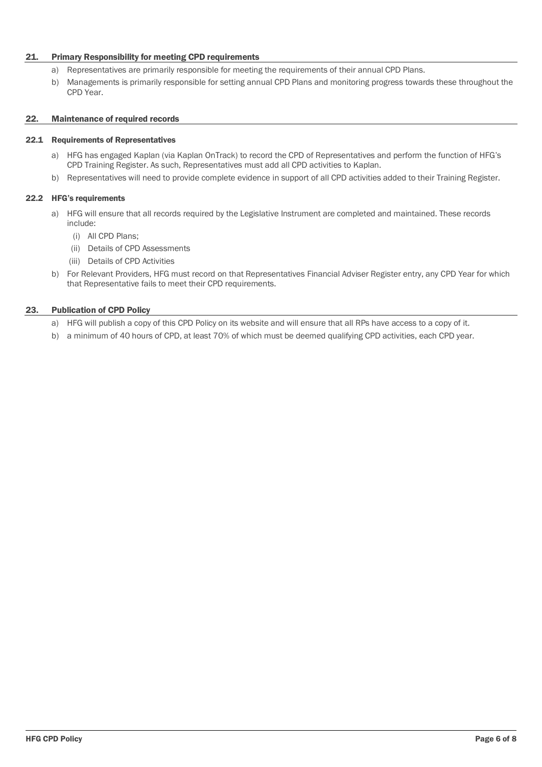## 21. Primary Responsibility for meeting CPD requirements

a) Representatives are primarily responsible for meeting the requirements of their annual CPD Plans.

b) Managements is primarily responsible for setting annual CPD Plans and monitoring progress towards these throughout the CPD Year.

## 22. Maintenance of required records

### 22.1 Requirements of Representatives

a) HFG has engaged Kaplan (via Kaplan OnTrack) to record the CPD of Representatives and perform the function of HFG's CPD Training Register. As such, Representatives must add all CPD activities to Kaplan.

b) Representatives will need to provide complete evidence in support of all CPD activities added to their Training Register.

### 22.2 HFG's requirements

a) HFG will ensure that all records required by the Legislative Instrument are completed and maintained. These records include:

   (i) All CPD Plans;

   (ii) Details of CPD Assessments

   (iii) Details of CPD Activities

b) For Relevant Providers, HFG must record on that Representatives Financial Adviser Register entry, any CPD Year for which that Representative fails to meet their CPD requirements.

## 23. Publication of CPD Policy

a) HFG will publish a copy of this CPD Policy on its website and will ensure that all RPs have access to a copy of it.

b) a minimum of 40 hours of CPD, at least 70% of which must be deemed qualifying CPD activities, each CPD year.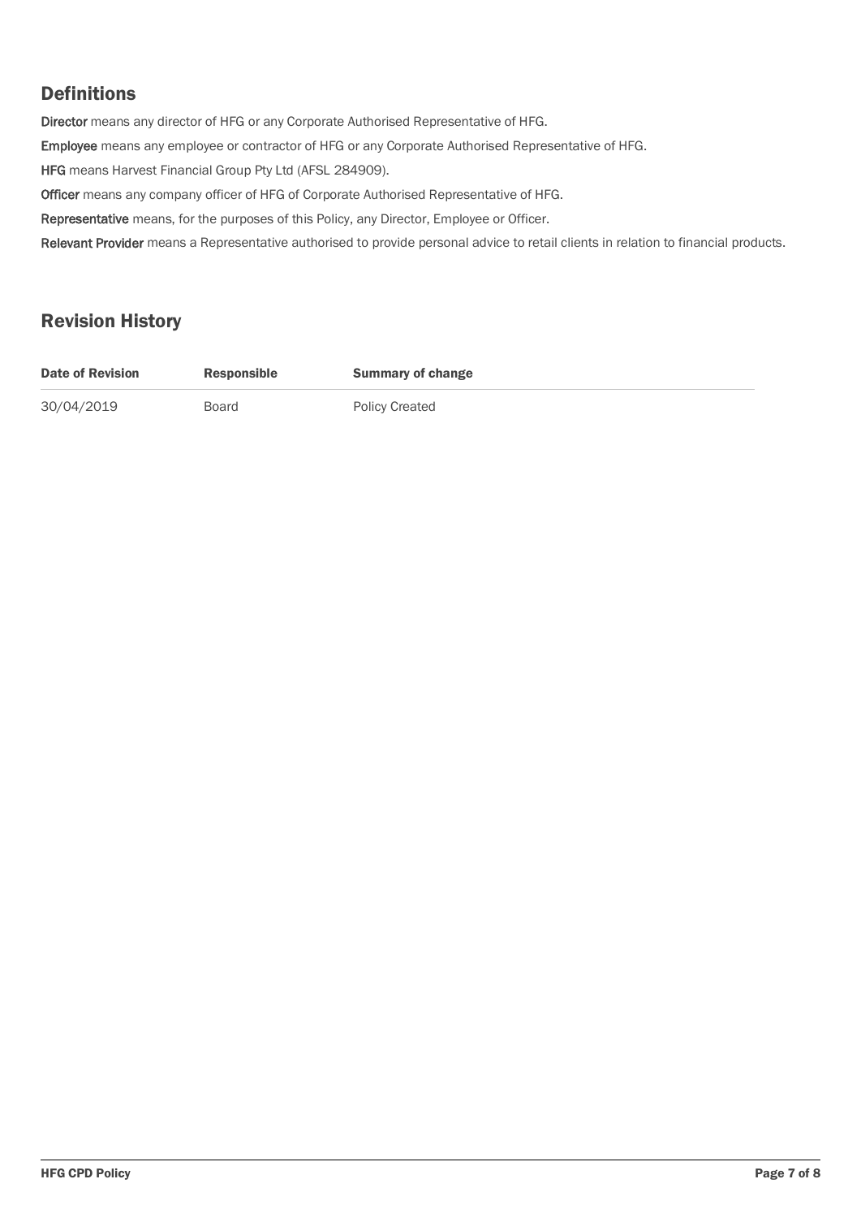## Definitions

**Director** means any director of HFG or any Corporate Authorised Representative of HFG.

**Employee** means any employee or contractor of HFG or any Corporate Authorised Representative of HFG.

**HFG** means Harvest Financial Group Pty Ltd (AFSL 284909).

**Officer** means any company officer of HFG of Corporate Authorised Representative of HFG.

**Representative** means, for the purposes of this Policy, any Director, Employee or Officer.

**Relevant Provider** means a Representative authorised to provide personal advice to retail clients in relation to financial products.

## Revision History

| Date of Revision | Responsible | Summary of change |
|---|---|---|
| 30/04/2019 | Board | Policy Created |